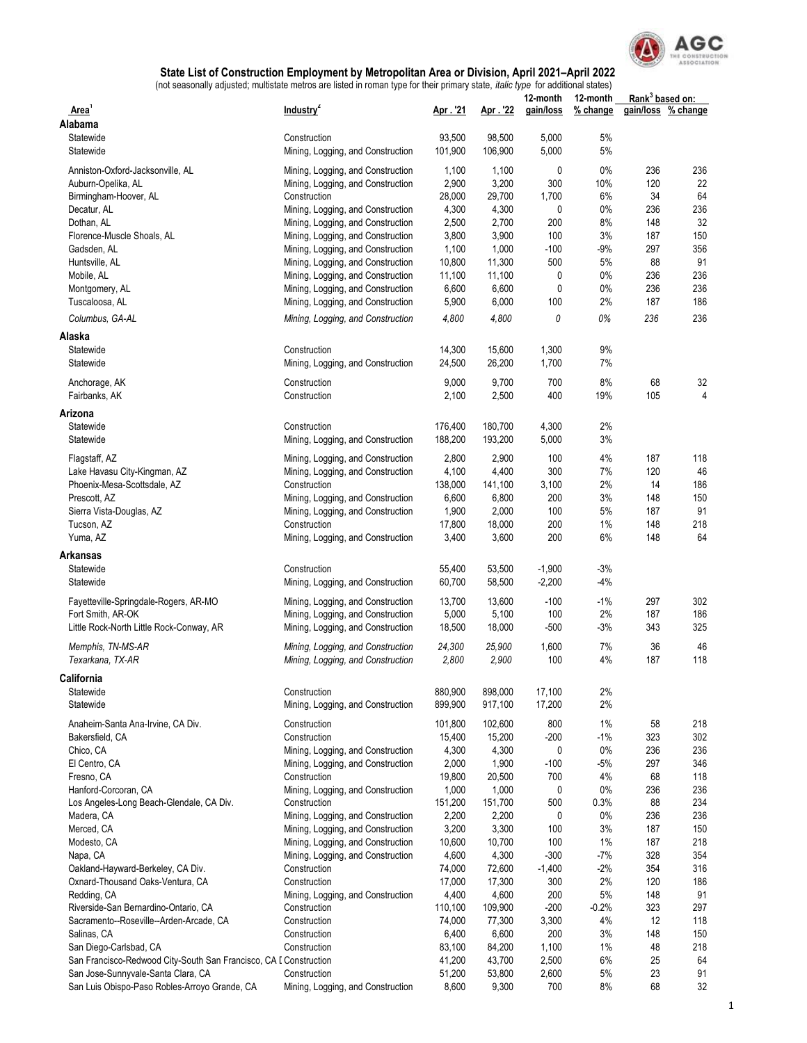## State List of Construction Employment by Metropolitan Area or Division, April 2021–April 2022

(not seasonally adjusted; multistate metros are listed in roman type for their primary state, *italic type* for additional states)

| Area[1] | Industry[2] | Apr . '21 | Apr . '22 | 12-month gain/loss | 12-month % change | Rank[3] based on: gain/loss | Rank[3] based on: % change |
|---|---|---|---|---|---|---|---|
| **Alabama** | | | | | | | |
| Statewide | Construction | 93,500 | 98,500 | 5,000 | 5% | | |
| Statewide | Mining, Logging, and Construction | 101,900 | 106,900 | 5,000 | 5% | | |
| Anniston-Oxford-Jacksonville, AL | Mining, Logging, and Construction | 1,100 | 1,100 | 0 | 0% | 236 | 236 |
| Auburn-Opelika, AL | Mining, Logging, and Construction | 2,900 | 3,200 | 300 | 10% | 120 | 22 |
| Birmingham-Hoover, AL | Construction | 28,000 | 29,700 | 1,700 | 6% | 34 | 64 |
| Decatur, AL | Mining, Logging, and Construction | 4,300 | 4,300 | 0 | 0% | 236 | 236 |
| Dothan, AL | Mining, Logging, and Construction | 2,500 | 2,700 | 200 | 8% | 148 | 32 |
| Florence-Muscle Shoals, AL | Mining, Logging, and Construction | 3,800 | 3,900 | 100 | 3% | 187 | 150 |
| Gadsden, AL | Mining, Logging, and Construction | 1,100 | 1,000 | -100 | -9% | 297 | 356 |
| Huntsville, AL | Mining, Logging, and Construction | 10,800 | 11,300 | 500 | 5% | 88 | 91 |
| Mobile, AL | Mining, Logging, and Construction | 11,100 | 11,100 | 0 | 0% | 236 | 236 |
| Montgomery, AL | Mining, Logging, and Construction | 6,600 | 6,600 | 0 | 0% | 236 | 236 |
| Tuscaloosa, AL | Mining, Logging, and Construction | 5,900 | 6,000 | 100 | 2% | 187 | 186 |
| *Columbus, GA-AL* | *Mining, Logging, and Construction* | *4,800* | *4,800* | *0* | *0%* | *236* | 236 |
| **Alaska** | | | | | | | |
| Statewide | Construction | 14,300 | 15,600 | 1,300 | 9% | | |
| Statewide | Mining, Logging, and Construction | 24,500 | 26,200 | 1,700 | 7% | | |
| Anchorage, AK | Construction | 9,000 | 9,700 | 700 | 8% | 68 | 32 |
| Fairbanks, AK | Construction | 2,100 | 2,500 | 400 | 19% | 105 | 4 |
| **Arizona** | | | | | | | |
| Statewide | Construction | 176,400 | 180,700 | 4,300 | 2% | | |
| Statewide | Mining, Logging, and Construction | 188,200 | 193,200 | 5,000 | 3% | | |
| Flagstaff, AZ | Mining, Logging, and Construction | 2,800 | 2,900 | 100 | 4% | 187 | 118 |
| Lake Havasu City-Kingman, AZ | Mining, Logging, and Construction | 4,100 | 4,400 | 300 | 7% | 120 | 46 |
| Phoenix-Mesa-Scottsdale, AZ | Construction | 138,000 | 141,100 | 3,100 | 2% | 14 | 186 |
| Prescott, AZ | Mining, Logging, and Construction | 6,600 | 6,800 | 200 | 3% | 148 | 150 |
| Sierra Vista-Douglas, AZ | Mining, Logging, and Construction | 1,900 | 2,000 | 100 | 5% | 187 | 91 |
| Tucson, AZ | Construction | 17,800 | 18,000 | 200 | 1% | 148 | 218 |
| Yuma, AZ | Mining, Logging, and Construction | 3,400 | 3,600 | 200 | 6% | 148 | 64 |
| **Arkansas** | | | | | | | |
| Statewide | Construction | 55,400 | 53,500 | -1,900 | -3% | | |
| Statewide | Mining, Logging, and Construction | 60,700 | 58,500 | -2,200 | -4% | | |
| Fayetteville-Springdale-Rogers, AR-MO | Mining, Logging, and Construction | 13,700 | 13,600 | -100 | -1% | 297 | 302 |
| Fort Smith, AR-OK | Mining, Logging, and Construction | 5,000 | 5,100 | 100 | 2% | 187 | 186 |
| Little Rock-North Little Rock-Conway, AR | Mining, Logging, and Construction | 18,500 | 18,000 | -500 | -3% | 343 | 325 |
| *Memphis, TN-MS-AR* | *Mining, Logging, and Construction* | *24,300* | *25,900* | 1,600 | 7% | 36 | 46 |
| *Texarkana, TX-AR* | *Mining, Logging, and Construction* | *2,800* | *2,900* | 100 | 4% | 187 | 118 |
| **California** | | | | | | | |
| Statewide | Construction | 880,900 | 898,000 | 17,100 | 2% | | |
| Statewide | Mining, Logging, and Construction | 899,900 | 917,100 | 17,200 | 2% | | |
| Anaheim-Santa Ana-Irvine, CA Div. | Construction | 101,800 | 102,600 | 800 | 1% | 58 | 218 |
| Bakersfield, CA | Construction | 15,400 | 15,200 | -200 | -1% | 323 | 302 |
| Chico, CA | Mining, Logging, and Construction | 4,300 | 4,300 | 0 | 0% | 236 | 236 |
| El Centro, CA | Mining, Logging, and Construction | 2,000 | 1,900 | -100 | -5% | 297 | 346 |
| Fresno, CA | Construction | 19,800 | 20,500 | 700 | 4% | 68 | 118 |
| Hanford-Corcoran, CA | Mining, Logging, and Construction | 1,000 | 1,000 | 0 | 0% | 236 | 236 |
| Los Angeles-Long Beach-Glendale, CA Div. | Construction | 151,200 | 151,700 | 500 | 0.3% | 88 | 234 |
| Madera, CA | Mining, Logging, and Construction | 2,200 | 2,200 | 0 | 0% | 236 | 236 |
| Merced, CA | Mining, Logging, and Construction | 3,200 | 3,300 | 100 | 3% | 187 | 150 |
| Modesto, CA | Mining, Logging, and Construction | 10,600 | 10,700 | 100 | 1% | 187 | 218 |
| Napa, CA | Mining, Logging, and Construction | 4,600 | 4,300 | -300 | -7% | 328 | 354 |
| Oakland-Hayward-Berkeley, CA Div. | Construction | 74,000 | 72,600 | -1,400 | -2% | 354 | 316 |
| Oxnard-Thousand Oaks-Ventura, CA | Construction | 17,000 | 17,300 | 300 | 2% | 120 | 186 |
| Redding, CA | Mining, Logging, and Construction | 4,400 | 4,600 | 200 | 5% | 148 | 91 |
| Riverside-San Bernardino-Ontario, CA | Construction | 110,100 | 109,900 | -200 | -0.2% | 323 | 297 |
| Sacramento--Roseville--Arden-Arcade, CA | Construction | 74,000 | 77,300 | 3,300 | 4% | 12 | 118 |
| Salinas, CA | Construction | 6,400 | 6,600 | 200 | 3% | 148 | 150 |
| San Diego-Carlsbad, CA | Construction | 83,100 | 84,200 | 1,100 | 1% | 48 | 218 |
| San Francisco-Redwood City-South San Francisco, CA [ | Construction | 41,200 | 43,700 | 2,500 | 6% | 25 | 64 |
| San Jose-Sunnyvale-Santa Clara, CA | Construction | 51,200 | 53,800 | 2,600 | 5% | 23 | 91 |
| San Luis Obispo-Paso Robles-Arroyo Grande, CA | Mining, Logging, and Construction | 8,600 | 9,300 | 700 | 8% | 68 | 32 |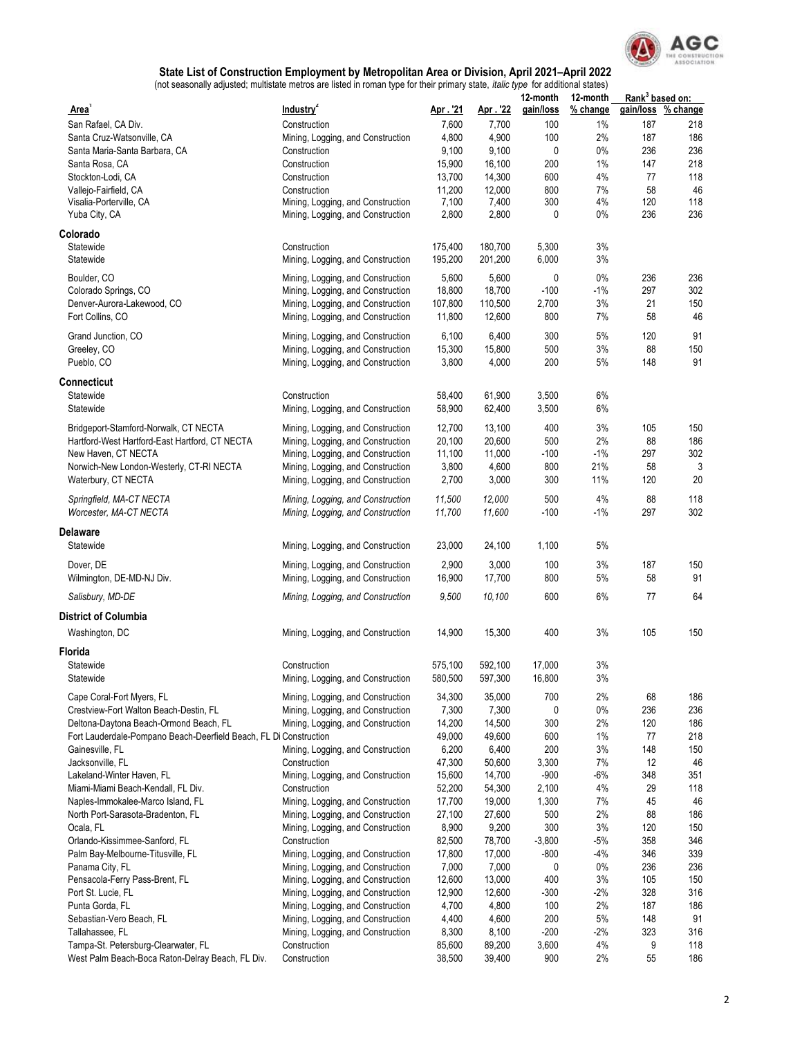**State List of Construction Employment by Metropolitan Area or Division, April 2021–April 2022**

(not seasonally adjusted; multistate metros are listed in roman type for their primary state, *italic type* for additional states)

| Area[1] | Industry[2] | Apr . '21 | Apr . '22 | 12-month gain/loss | 12-month % change | Rank[3] based on: gain/loss | Rank[3] based on: % change |
|---|---|---|---|---|---|---|---|
| San Rafael, CA Div. | Construction | 7,600 | 7,700 | 100 | 1% | 187 | 218 |
| Santa Cruz-Watsonville, CA | Mining, Logging, and Construction | 4,800 | 4,900 | 100 | 2% | 187 | 186 |
| Santa Maria-Santa Barbara, CA | Construction | 9,100 | 9,100 | 0 | 0% | 236 | 236 |
| Santa Rosa, CA | Construction | 15,900 | 16,100 | 200 | 1% | 147 | 218 |
| Stockton-Lodi, CA | Construction | 13,700 | 14,300 | 600 | 4% | 77 | 118 |
| Vallejo-Fairfield, CA | Construction | 11,200 | 12,000 | 800 | 7% | 58 | 46 |
| Visalia-Porterville, CA | Mining, Logging, and Construction | 7,100 | 7,400 | 300 | 4% | 120 | 118 |
| Yuba City, CA | Mining, Logging, and Construction | 2,800 | 2,800 | 0 | 0% | 236 | 236 |
| **Colorado** | | | | | | | |
| Statewide | Construction | 175,400 | 180,700 | 5,300 | 3% | | |
| Statewide | Mining, Logging, and Construction | 195,200 | 201,200 | 6,000 | 3% | | |
| Boulder, CO | Mining, Logging, and Construction | 5,600 | 5,600 | 0 | 0% | 236 | 236 |
| Colorado Springs, CO | Mining, Logging, and Construction | 18,800 | 18,700 | -100 | -1% | 297 | 302 |
| Denver-Aurora-Lakewood, CO | Mining, Logging, and Construction | 107,800 | 110,500 | 2,700 | 3% | 21 | 150 |
| Fort Collins, CO | Mining, Logging, and Construction | 11,800 | 12,600 | 800 | 7% | 58 | 46 |
| Grand Junction, CO | Mining, Logging, and Construction | 6,100 | 6,400 | 300 | 5% | 120 | 91 |
| Greeley, CO | Mining, Logging, and Construction | 15,300 | 15,800 | 500 | 3% | 88 | 150 |
| Pueblo, CO | Mining, Logging, and Construction | 3,800 | 4,000 | 200 | 5% | 148 | 91 |
| **Connecticut** | | | | | | | |
| Statewide | Construction | 58,400 | 61,900 | 3,500 | 6% | | |
| Statewide | Mining, Logging, and Construction | 58,900 | 62,400 | 3,500 | 6% | | |
| Bridgeport-Stamford-Norwalk, CT NECTA | Mining, Logging, and Construction | 12,700 | 13,100 | 400 | 3% | 105 | 150 |
| Hartford-West Hartford-East Hartford, CT NECTA | Mining, Logging, and Construction | 20,100 | 20,600 | 500 | 2% | 88 | 186 |
| New Haven, CT NECTA | Mining, Logging, and Construction | 11,100 | 11,000 | -100 | -1% | 297 | 302 |
| Norwich-New London-Westerly, CT-RI NECTA | Mining, Logging, and Construction | 3,800 | 4,600 | 800 | 21% | 58 | 3 |
| Waterbury, CT NECTA | Mining, Logging, and Construction | 2,700 | 3,000 | 300 | 11% | 120 | 20 |
| *Springfield, MA-CT NECTA* | *Mining, Logging, and Construction* | *11,500* | *12,000* | 500 | 4% | 88 | 118 |
| *Worcester, MA-CT NECTA* | *Mining, Logging, and Construction* | *11,700* | *11,600* | -100 | -1% | 297 | 302 |
| **Delaware** | | | | | | | |
| Statewide | Mining, Logging, and Construction | 23,000 | 24,100 | 1,100 | 5% | | |
| Dover, DE | Mining, Logging, and Construction | 2,900 | 3,000 | 100 | 3% | 187 | 150 |
| Wilmington, DE-MD-NJ Div. | Mining, Logging, and Construction | 16,900 | 17,700 | 800 | 5% | 58 | 91 |
| *Salisbury, MD-DE* | *Mining, Logging, and Construction* | *9,500* | *10,100* | 600 | 6% | 77 | 64 |
| **District of Columbia** | | | | | | | |
| Washington, DC | Mining, Logging, and Construction | 14,900 | 15,300 | 400 | 3% | 105 | 150 |
| **Florida** | | | | | | | |
| Statewide | Construction | 575,100 | 592,100 | 17,000 | 3% | | |
| Statewide | Mining, Logging, and Construction | 580,500 | 597,300 | 16,800 | 3% | | |
| Cape Coral-Fort Myers, FL | Mining, Logging, and Construction | 34,300 | 35,000 | 700 | 2% | 68 | 186 |
| Crestview-Fort Walton Beach-Destin, FL | Mining, Logging, and Construction | 7,300 | 7,300 | 0 | 0% | 236 | 236 |
| Deltona-Daytona Beach-Ormond Beach, FL | Mining, Logging, and Construction | 14,200 | 14,500 | 300 | 2% | 120 | 186 |
| Fort Lauderdale-Pompano Beach-Deerfield Beach, FL Di | Construction | 49,000 | 49,600 | 600 | 1% | 77 | 218 |
| Gainesville, FL | Mining, Logging, and Construction | 6,200 | 6,400 | 200 | 3% | 148 | 150 |
| Jacksonville, FL | Construction | 47,300 | 50,600 | 3,300 | 7% | 12 | 46 |
| Lakeland-Winter Haven, FL | Mining, Logging, and Construction | 15,600 | 14,700 | -900 | -6% | 348 | 351 |
| Miami-Miami Beach-Kendall, FL Div. | Construction | 52,200 | 54,300 | 2,100 | 4% | 29 | 118 |
| Naples-Immokalee-Marco Island, FL | Mining, Logging, and Construction | 17,700 | 19,000 | 1,300 | 7% | 45 | 46 |
| North Port-Sarasota-Bradenton, FL | Mining, Logging, and Construction | 27,100 | 27,600 | 500 | 2% | 88 | 186 |
| Ocala, FL | Mining, Logging, and Construction | 8,900 | 9,200 | 300 | 3% | 120 | 150 |
| Orlando-Kissimmee-Sanford, FL | Construction | 82,500 | 78,700 | -3,800 | -5% | 358 | 346 |
| Palm Bay-Melbourne-Titusville, FL | Mining, Logging, and Construction | 17,800 | 17,000 | -800 | -4% | 346 | 339 |
| Panama City, FL | Mining, Logging, and Construction | 7,000 | 7,000 | 0 | 0% | 236 | 236 |
| Pensacola-Ferry Pass-Brent, FL | Mining, Logging, and Construction | 12,600 | 13,000 | 400 | 3% | 105 | 150 |
| Port St. Lucie, FL | Mining, Logging, and Construction | 12,900 | 12,600 | -300 | -2% | 328 | 316 |
| Punta Gorda, FL | Mining, Logging, and Construction | 4,700 | 4,800 | 100 | 2% | 187 | 186 |
| Sebastian-Vero Beach, FL | Mining, Logging, and Construction | 4,400 | 4,600 | 200 | 5% | 148 | 91 |
| Tallahassee, FL | Mining, Logging, and Construction | 8,300 | 8,100 | -200 | -2% | 323 | 316 |
| Tampa-St. Petersburg-Clearwater, FL | Construction | 85,600 | 89,200 | 3,600 | 4% | 9 | 118 |
| West Palm Beach-Boca Raton-Delray Beach, FL Div. | Construction | 38,500 | 39,400 | 900 | 2% | 55 | 186 |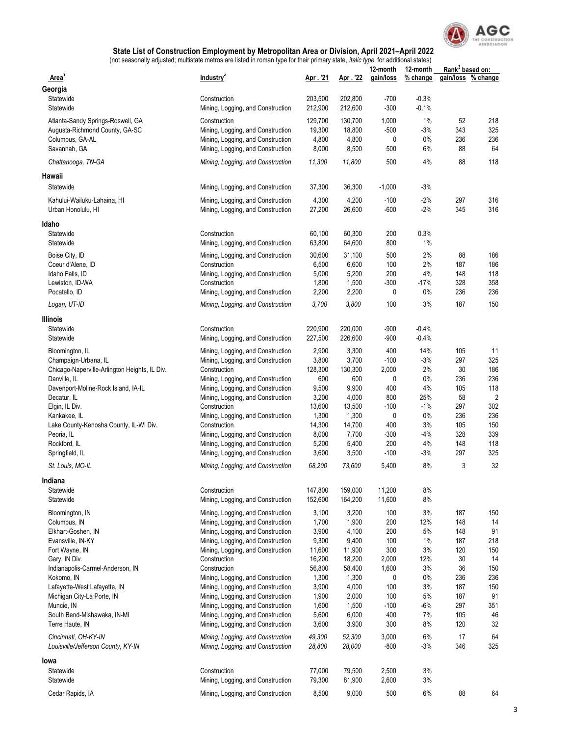## State List of Construction Employment by Metropolitan Area or Division, April 2021–April 2022

(not seasonally adjusted; multistate metros are listed in roman type for their primary state, *italic type* for additional states)

| Area[1] | Industry[2] | Apr . '21 | Apr . '22 | 12-month gain/loss | 12-month % change | Rank[3] based on: gain/loss | Rank[3] based on: % change |
|---|---|---|---|---|---|---|---|
| **Georgia** | | | | | | | |
| Statewide | Construction | 203,500 | 202,800 | -700 | -0.3% | | |
| Statewide | Mining, Logging, and Construction | 212,900 | 212,600 | -300 | -0.1% | | |
| Atlanta-Sandy Springs-Roswell, GA | Construction | 129,700 | 130,700 | 1,000 | 1% | 52 | 218 |
| Augusta-Richmond County, GA-SC | Mining, Logging, and Construction | 19,300 | 18,800 | -500 | -3% | 343 | 325 |
| Columbus, GA-AL | Mining, Logging, and Construction | 4,800 | 4,800 | 0 | 0% | 236 | 236 |
| Savannah, GA | Mining, Logging, and Construction | 8,000 | 8,500 | 500 | 6% | 88 | 64 |
| *Chattanooga, TN-GA* | *Mining, Logging, and Construction* | *11,300* | *11,800* | 500 | 4% | 88 | 118 |
| **Hawaii** | | | | | | | |
| Statewide | Mining, Logging, and Construction | 37,300 | 36,300 | -1,000 | -3% | | |
| Kahului-Wailuku-Lahaina, HI | Mining, Logging, and Construction | 4,300 | 4,200 | -100 | -2% | 297 | 316 |
| Urban Honolulu, HI | Mining, Logging, and Construction | 27,200 | 26,600 | -600 | -2% | 345 | 316 |
| **Idaho** | | | | | | | |
| Statewide | Construction | 60,100 | 60,300 | 200 | 0.3% | | |
| Statewide | Mining, Logging, and Construction | 63,800 | 64,600 | 800 | 1% | | |
| Boise City, ID | Mining, Logging, and Construction | 30,600 | 31,100 | 500 | 2% | 88 | 186 |
| Coeur d'Alene, ID | Construction | 6,500 | 6,600 | 100 | 2% | 187 | 186 |
| Idaho Falls, ID | Mining, Logging, and Construction | 5,000 | 5,200 | 200 | 4% | 148 | 118 |
| Lewiston, ID-WA | Construction | 1,800 | 1,500 | -300 | -17% | 328 | 358 |
| Pocatello, ID | Mining, Logging, and Construction | 2,200 | 2,200 | 0 | 0% | 236 | 236 |
| *Logan, UT-ID* | *Mining, Logging, and Construction* | *3,700* | *3,800* | 100 | 3% | 187 | 150 |
| **Illinois** | | | | | | | |
| Statewide | Construction | 220,900 | 220,000 | -900 | -0.4% | | |
| Statewide | Mining, Logging, and Construction | 227,500 | 226,600 | -900 | -0.4% | | |
| Bloomington, IL | Mining, Logging, and Construction | 2,900 | 3,300 | 400 | 14% | 105 | 11 |
| Champaign-Urbana, IL | Mining, Logging, and Construction | 3,800 | 3,700 | -100 | -3% | 297 | 325 |
| Chicago-Naperville-Arlington Heights, IL Div. | Construction | 128,300 | 130,300 | 2,000 | 2% | 30 | 186 |
| Danville, IL | Mining, Logging, and Construction | 600 | 600 | 0 | 0% | 236 | 236 |
| Davenport-Moline-Rock Island, IA-IL | Mining, Logging, and Construction | 9,500 | 9,900 | 400 | 4% | 105 | 118 |
| Decatur, IL | Mining, Logging, and Construction | 3,200 | 4,000 | 800 | 25% | 58 | 2 |
| Elgin, IL Div. | Construction | 13,600 | 13,500 | -100 | -1% | 297 | 302 |
| Kankakee, IL | Mining, Logging, and Construction | 1,300 | 1,300 | 0 | 0% | 236 | 236 |
| Lake County-Kenosha County, IL-WI Div. | Construction | 14,300 | 14,700 | 400 | 3% | 105 | 150 |
| Peoria, IL | Mining, Logging, and Construction | 8,000 | 7,700 | -300 | -4% | 328 | 339 |
| Rockford, IL | Mining, Logging, and Construction | 5,200 | 5,400 | 200 | 4% | 148 | 118 |
| Springfield, IL | Mining, Logging, and Construction | 3,600 | 3,500 | -100 | -3% | 297 | 325 |
| *St. Louis, MO-IL* | *Mining, Logging, and Construction* | *68,200* | *73,600* | 5,400 | 8% | 3 | 32 |
| **Indiana** | | | | | | | |
| Statewide | Construction | 147,800 | 159,000 | 11,200 | 8% | | |
| Statewide | Mining, Logging, and Construction | 152,600 | 164,200 | 11,600 | 8% | | |
| Bloomington, IN | Mining, Logging, and Construction | 3,100 | 3,200 | 100 | 3% | 187 | 150 |
| Columbus, IN | Mining, Logging, and Construction | 1,700 | 1,900 | 200 | 12% | 148 | 14 |
| Elkhart-Goshen, IN | Mining, Logging, and Construction | 3,900 | 4,100 | 200 | 5% | 148 | 91 |
| Evansville, IN-KY | Mining, Logging, and Construction | 9,300 | 9,400 | 100 | 1% | 187 | 218 |
| Fort Wayne, IN | Mining, Logging, and Construction | 11,600 | 11,900 | 300 | 3% | 120 | 150 |
| Gary, IN Div. | Construction | 16,200 | 18,200 | 2,000 | 12% | 30 | 14 |
| Indianapolis-Carmel-Anderson, IN | Construction | 56,800 | 58,400 | 1,600 | 3% | 36 | 150 |
| Kokomo, IN | Mining, Logging, and Construction | 1,300 | 1,300 | 0 | 0% | 236 | 236 |
| Lafayette-West Lafayette, IN | Mining, Logging, and Construction | 3,900 | 4,000 | 100 | 3% | 187 | 150 |
| Michigan City-La Porte, IN | Mining, Logging, and Construction | 1,900 | 2,000 | 100 | 5% | 187 | 91 |
| Muncie, IN | Mining, Logging, and Construction | 1,600 | 1,500 | -100 | -6% | 297 | 351 |
| South Bend-Mishawaka, IN-MI | Mining, Logging, and Construction | 5,600 | 6,000 | 400 | 7% | 105 | 46 |
| Terre Haute, IN | Mining, Logging, and Construction | 3,600 | 3,900 | 300 | 8% | 120 | 32 |
| *Cincinnati, OH-KY-IN* | *Mining, Logging, and Construction* | *49,300* | *52,300* | 3,000 | 6% | 17 | 64 |
| *Louisville/Jefferson County, KY-IN* | *Mining, Logging, and Construction* | *28,800* | *28,000* | -800 | -3% | 346 | 325 |
| **Iowa** | | | | | | | |
| Statewide | Construction | 77,000 | 79,500 | 2,500 | 3% | | |
| Statewide | Mining, Logging, and Construction | 79,300 | 81,900 | 2,600 | 3% | | |
| Cedar Rapids, IA | Mining, Logging, and Construction | 8,500 | 9,000 | 500 | 6% | 88 | 64 |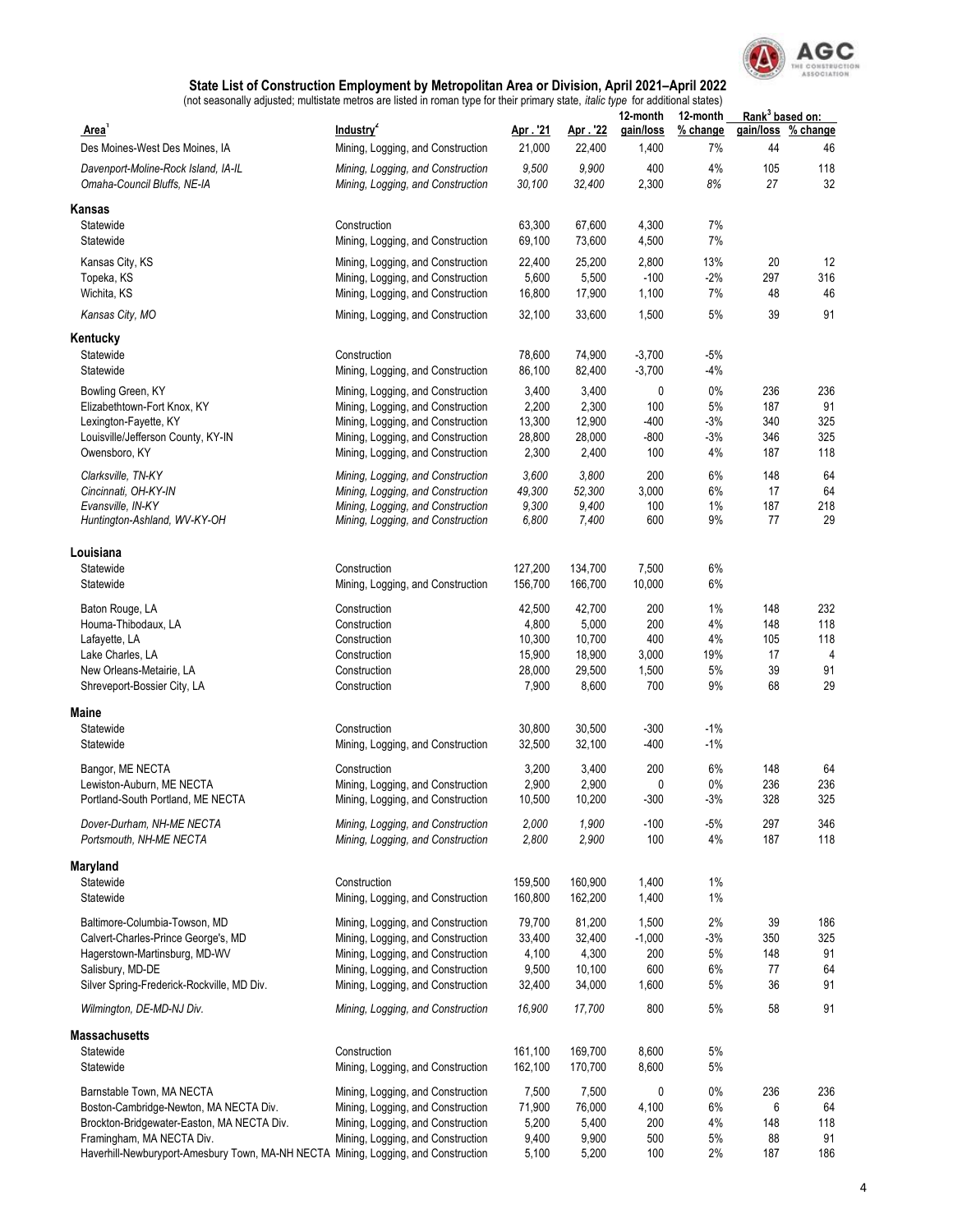### State List of Construction Employment by Metropolitan Area or Division, April 2021–April 2022

(not seasonally adjusted; multistate metros are listed in roman type for their primary state, *italic type* for additional states)

| Area[1] | Industry[2] | Apr . '21 | Apr . '22 | 12-month gain/loss | 12-month % change | Rank[3] based on: gain/loss | Rank[3] based on: % change |
|---|---|---|---|---|---|---|---|
| Des Moines-West Des Moines, IA | Mining, Logging, and Construction | 21,000 | 22,400 | 1,400 | 7% | 44 | 46 |
| *Davenport-Moline-Rock Island, IA-IL* | *Mining, Logging, and Construction* | *9,500* | *9,900* | 400 | 4% | 105 | 118 |
| *Omaha-Council Bluffs, NE-IA* | *Mining, Logging, and Construction* | *30,100* | *32,400* | 2,300 | *8%* | 27 | 32 |
| **Kansas** | | | | | | | |
| Statewide | Construction | 63,300 | 67,600 | 4,300 | 7% | | |
| Statewide | Mining, Logging, and Construction | 69,100 | 73,600 | 4,500 | 7% | | |
| Kansas City, KS | Mining, Logging, and Construction | 22,400 | 25,200 | 2,800 | 13% | 20 | 12 |
| Topeka, KS | Mining, Logging, and Construction | 5,600 | 5,500 | -100 | -2% | 297 | 316 |
| Wichita, KS | Mining, Logging, and Construction | 16,800 | 17,900 | 1,100 | 7% | 48 | 46 |
| *Kansas City, MO* | Mining, Logging, and Construction | 32,100 | 33,600 | 1,500 | 5% | 39 | 91 |
| **Kentucky** | | | | | | | |
| Statewide | Construction | 78,600 | 74,900 | -3,700 | -5% | | |
| Statewide | Mining, Logging, and Construction | 86,100 | 82,400 | -3,700 | -4% | | |
| Bowling Green, KY | Mining, Logging, and Construction | 3,400 | 3,400 | 0 | 0% | 236 | 236 |
| Elizabethtown-Fort Knox, KY | Mining, Logging, and Construction | 2,200 | 2,300 | 100 | 5% | 187 | 91 |
| Lexington-Fayette, KY | Mining, Logging, and Construction | 13,300 | 12,900 | -400 | -3% | 340 | 325 |
| Louisville/Jefferson County, KY-IN | Mining, Logging, and Construction | 28,800 | 28,000 | -800 | -3% | 346 | 325 |
| Owensboro, KY | Mining, Logging, and Construction | 2,300 | 2,400 | 100 | 4% | 187 | 118 |
| *Clarksville, TN-KY* | *Mining, Logging, and Construction* | *3,600* | *3,800* | 200 | 6% | 148 | 64 |
| *Cincinnati, OH-KY-IN* | *Mining, Logging, and Construction* | *49,300* | *52,300* | 3,000 | 6% | 17 | 64 |
| *Evansville, IN-KY* | *Mining, Logging, and Construction* | *9,300* | *9,400* | 100 | 1% | 187 | 218 |
| *Huntington-Ashland, WV-KY-OH* | *Mining, Logging, and Construction* | *6,800* | *7,400* | 600 | 9% | 77 | 29 |
| **Louisiana** | | | | | | | |
| Statewide | Construction | 127,200 | 134,700 | 7,500 | 6% | | |
| Statewide | Mining, Logging, and Construction | 156,700 | 166,700 | 10,000 | 6% | | |
| Baton Rouge, LA | Construction | 42,500 | 42,700 | 200 | 1% | 148 | 232 |
| Houma-Thibodaux, LA | Construction | 4,800 | 5,000 | 200 | 4% | 148 | 118 |
| Lafayette, LA | Construction | 10,300 | 10,700 | 400 | 4% | 105 | 118 |
| Lake Charles, LA | Construction | 15,900 | 18,900 | 3,000 | 19% | 17 | 4 |
| New Orleans-Metairie, LA | Construction | 28,000 | 29,500 | 1,500 | 5% | 39 | 91 |
| Shreveport-Bossier City, LA | Construction | 7,900 | 8,600 | 700 | 9% | 68 | 29 |
| **Maine** | | | | | | | |
| Statewide | Construction | 30,800 | 30,500 | -300 | -1% | | |
| Statewide | Mining, Logging, and Construction | 32,500 | 32,100 | -400 | -1% | | |
| Bangor, ME NECTA | Construction | 3,200 | 3,400 | 200 | 6% | 148 | 64 |
| Lewiston-Auburn, ME NECTA | Mining, Logging, and Construction | 2,900 | 2,900 | 0 | 0% | 236 | 236 |
| Portland-South Portland, ME NECTA | Mining, Logging, and Construction | 10,500 | 10,200 | -300 | -3% | 328 | 325 |
| *Dover-Durham, NH-ME NECTA* | *Mining, Logging, and Construction* | *2,000* | *1,900* | -100 | -5% | 297 | 346 |
| *Portsmouth, NH-ME NECTA* | *Mining, Logging, and Construction* | *2,800* | *2,900* | 100 | 4% | 187 | 118 |
| **Maryland** | | | | | | | |
| Statewide | Construction | 159,500 | 160,900 | 1,400 | 1% | | |
| Statewide | Mining, Logging, and Construction | 160,800 | 162,200 | 1,400 | 1% | | |
| Baltimore-Columbia-Towson, MD | Mining, Logging, and Construction | 79,700 | 81,200 | 1,500 | 2% | 39 | 186 |
| Calvert-Charles-Prince George's, MD | Mining, Logging, and Construction | 33,400 | 32,400 | -1,000 | -3% | 350 | 325 |
| Hagerstown-Martinsburg, MD-WV | Mining, Logging, and Construction | 4,100 | 4,300 | 200 | 5% | 148 | 91 |
| Salisbury, MD-DE | Mining, Logging, and Construction | 9,500 | 10,100 | 600 | 6% | 77 | 64 |
| Silver Spring-Frederick-Rockville, MD Div. | Mining, Logging, and Construction | 32,400 | 34,000 | 1,600 | 5% | 36 | 91 |
| *Wilmington, DE-MD-NJ Div.* | *Mining, Logging, and Construction* | *16,900* | *17,700* | 800 | 5% | 58 | 91 |
| **Massachusetts** | | | | | | | |
| Statewide | Construction | 161,100 | 169,700 | 8,600 | 5% | | |
| Statewide | Mining, Logging, and Construction | 162,100 | 170,700 | 8,600 | 5% | | |
| Barnstable Town, MA NECTA | Mining, Logging, and Construction | 7,500 | 7,500 | 0 | 0% | 236 | 236 |
| Boston-Cambridge-Newton, MA NECTA Div. | Mining, Logging, and Construction | 71,900 | 76,000 | 4,100 | 6% | 6 | 64 |
| Brockton-Bridgewater-Easton, MA NECTA Div. | Mining, Logging, and Construction | 5,200 | 5,400 | 200 | 4% | 148 | 118 |
| Framingham, MA NECTA Div. | Mining, Logging, and Construction | 9,400 | 9,900 | 500 | 5% | 88 | 91 |
| Haverhill-Newburyport-Amesbury Town, MA-NH NECTA | Mining, Logging, and Construction | 5,100 | 5,200 | 100 | 2% | 187 | 186 |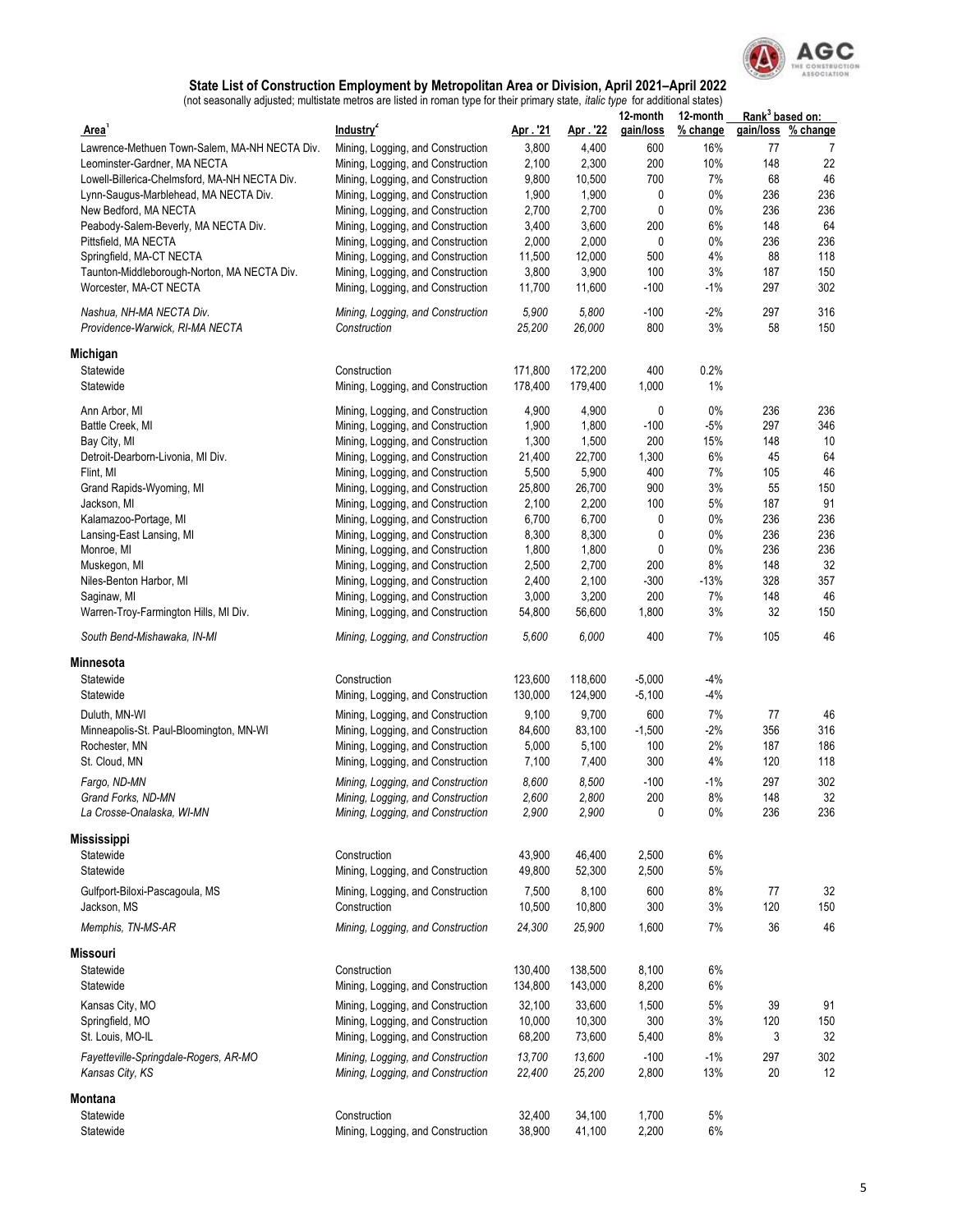## State List of Construction Employment by Metropolitan Area or Division, April 2021–April 2022

(not seasonally adjusted; multistate metros are listed in roman type for their primary state, *italic type* for additional states)

| Area[1] | Industry[2] | Apr . '21 | Apr . '22 | 12-month gain/loss | 12-month % change | Rank[3] based on: gain/loss | Rank[3] based on: % change |
|---|---|---|---|---|---|---|---|
| Lawrence-Methuen Town-Salem, MA-NH NECTA Div. | Mining, Logging, and Construction | 3,800 | 4,400 | 600 | 16% | 77 | 7 |
| Leominster-Gardner, MA NECTA | Mining, Logging, and Construction | 2,100 | 2,300 | 200 | 10% | 148 | 22 |
| Lowell-Billerica-Chelmsford, MA-NH NECTA Div. | Mining, Logging, and Construction | 9,800 | 10,500 | 700 | 7% | 68 | 46 |
| Lynn-Saugus-Marblehead, MA NECTA Div. | Mining, Logging, and Construction | 1,900 | 1,900 | 0 | 0% | 236 | 236 |
| New Bedford, MA NECTA | Mining, Logging, and Construction | 2,700 | 2,700 | 0 | 0% | 236 | 236 |
| Peabody-Salem-Beverly, MA NECTA Div. | Mining, Logging, and Construction | 3,400 | 3,600 | 200 | 6% | 148 | 64 |
| Pittsfield, MA NECTA | Mining, Logging, and Construction | 2,000 | 2,000 | 0 | 0% | 236 | 236 |
| Springfield, MA-CT NECTA | Mining, Logging, and Construction | 11,500 | 12,000 | 500 | 4% | 88 | 118 |
| Taunton-Middleborough-Norton, MA NECTA Div. | Mining, Logging, and Construction | 3,800 | 3,900 | 100 | 3% | 187 | 150 |
| Worcester, MA-CT NECTA | Mining, Logging, and Construction | 11,700 | 11,600 | -100 | -1% | 297 | 302 |
| *Nashua, NH-MA NECTA Div.* | *Mining, Logging, and Construction* | *5,900* | *5,800* | -100 | -2% | 297 | 316 |
| *Providence-Warwick, RI-MA NECTA* | *Construction* | *25,200* | *26,000* | 800 | 3% | 58 | 150 |
| **Michigan** | | | | | | | |
| Statewide | Construction | 171,800 | 172,200 | 400 | 0.2% | | |
| Statewide | Mining, Logging, and Construction | 178,400 | 179,400 | 1,000 | 1% | | |
| Ann Arbor, MI | Mining, Logging, and Construction | 4,900 | 4,900 | 0 | 0% | 236 | 236 |
| Battle Creek, MI | Mining, Logging, and Construction | 1,900 | 1,800 | -100 | -5% | 297 | 346 |
| Bay City, MI | Mining, Logging, and Construction | 1,300 | 1,500 | 200 | 15% | 148 | 10 |
| Detroit-Dearborn-Livonia, MI Div. | Mining, Logging, and Construction | 21,400 | 22,700 | 1,300 | 6% | 45 | 64 |
| Flint, MI | Mining, Logging, and Construction | 5,500 | 5,900 | 400 | 7% | 105 | 46 |
| Grand Rapids-Wyoming, MI | Mining, Logging, and Construction | 25,800 | 26,700 | 900 | 3% | 55 | 150 |
| Jackson, MI | Mining, Logging, and Construction | 2,100 | 2,200 | 100 | 5% | 187 | 91 |
| Kalamazoo-Portage, MI | Mining, Logging, and Construction | 6,700 | 6,700 | 0 | 0% | 236 | 236 |
| Lansing-East Lansing, MI | Mining, Logging, and Construction | 8,300 | 8,300 | 0 | 0% | 236 | 236 |
| Monroe, MI | Mining, Logging, and Construction | 1,800 | 1,800 | 0 | 0% | 236 | 236 |
| Muskegon, MI | Mining, Logging, and Construction | 2,500 | 2,700 | 200 | 8% | 148 | 32 |
| Niles-Benton Harbor, MI | Mining, Logging, and Construction | 2,400 | 2,100 | -300 | -13% | 328 | 357 |
| Saginaw, MI | Mining, Logging, and Construction | 3,000 | 3,200 | 200 | 7% | 148 | 46 |
| Warren-Troy-Farmington Hills, MI Div. | Mining, Logging, and Construction | 54,800 | 56,600 | 1,800 | 3% | 32 | 150 |
| *South Bend-Mishawaka, IN-MI* | *Mining, Logging, and Construction* | *5,600* | *6,000* | 400 | 7% | 105 | 46 |
| **Minnesota** | | | | | | | |
| Statewide | Construction | 123,600 | 118,600 | -5,000 | -4% | | |
| Statewide | Mining, Logging, and Construction | 130,000 | 124,900 | -5,100 | -4% | | |
| Duluth, MN-WI | Mining, Logging, and Construction | 9,100 | 9,700 | 600 | 7% | 77 | 46 |
| Minneapolis-St. Paul-Bloomington, MN-WI | Mining, Logging, and Construction | 84,600 | 83,100 | -1,500 | -2% | 356 | 316 |
| Rochester, MN | Mining, Logging, and Construction | 5,000 | 5,100 | 100 | 2% | 187 | 186 |
| St. Cloud, MN | Mining, Logging, and Construction | 7,100 | 7,400 | 300 | 4% | 120 | 118 |
| *Fargo, ND-MN* | *Mining, Logging, and Construction* | *8,600* | *8,500* | -100 | -1% | 297 | 302 |
| *Grand Forks, ND-MN* | *Mining, Logging, and Construction* | *2,600* | *2,800* | 200 | 8% | 148 | 32 |
| *La Crosse-Onalaska, WI-MN* | *Mining, Logging, and Construction* | *2,900* | *2,900* | 0 | 0% | 236 | 236 |
| **Mississippi** | | | | | | | |
| Statewide | Construction | 43,900 | 46,400 | 2,500 | 6% | | |
| Statewide | Mining, Logging, and Construction | 49,800 | 52,300 | 2,500 | 5% | | |
| Gulfport-Biloxi-Pascagoula, MS | Mining, Logging, and Construction | 7,500 | 8,100 | 600 | 8% | 77 | 32 |
| Jackson, MS | Construction | 10,500 | 10,800 | 300 | 3% | 120 | 150 |
| *Memphis, TN-MS-AR* | *Mining, Logging, and Construction* | *24,300* | *25,900* | 1,600 | 7% | 36 | 46 |
| **Missouri** | | | | | | | |
| Statewide | Construction | 130,400 | 138,500 | 8,100 | 6% | | |
| Statewide | Mining, Logging, and Construction | 134,800 | 143,000 | 8,200 | 6% | | |
| Kansas City, MO | Mining, Logging, and Construction | 32,100 | 33,600 | 1,500 | 5% | 39 | 91 |
| Springfield, MO | Mining, Logging, and Construction | 10,000 | 10,300 | 300 | 3% | 120 | 150 |
| St. Louis, MO-IL | Mining, Logging, and Construction | 68,200 | 73,600 | 5,400 | 8% | 3 | 32 |
| *Fayetteville-Springdale-Rogers, AR-MO* | *Mining, Logging, and Construction* | *13,700* | *13,600* | -100 | -1% | 297 | 302 |
| *Kansas City, KS* | *Mining, Logging, and Construction* | *22,400* | *25,200* | 2,800 | 13% | 20 | 12 |
| **Montana** | | | | | | | |
| Statewide | Construction | 32,400 | 34,100 | 1,700 | 5% | | |
| Statewide | Mining, Logging, and Construction | 38,900 | 41,100 | 2,200 | 6% | | |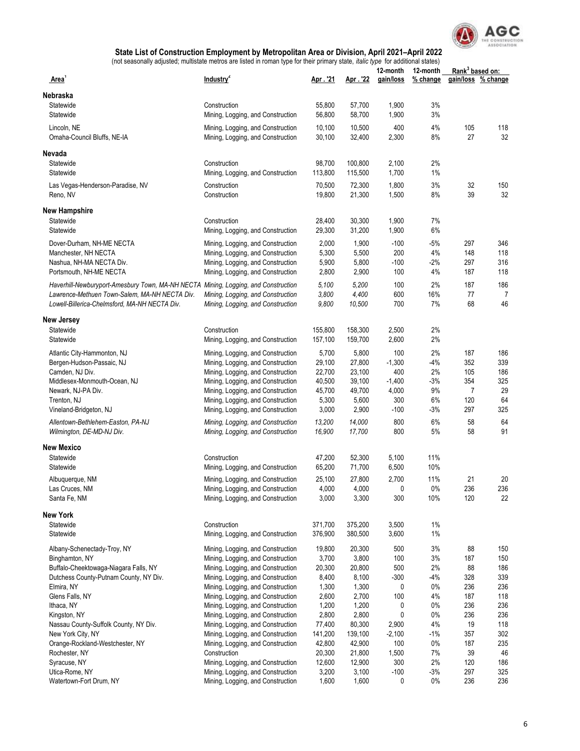## State List of Construction Employment by Metropolitan Area or Division, April 2021–April 2022

(not seasonally adjusted; multistate metros are listed in roman type for their primary state, *italic type* for additional states)

| Area[1] | Industry[2] | Apr . '21 | Apr . '22 | 12-month gain/loss | 12-month % change | Rank[3] based on: gain/loss | Rank[3] based on: % change |
|---|---|---|---|---|---|---|---|
| **Nebraska** | | | | | | | |
| Statewide | Construction | 55,800 | 57,700 | 1,900 | 3% | | |
| Statewide | Mining, Logging, and Construction | 56,800 | 58,700 | 1,900 | 3% | | |
| Lincoln, NE | Mining, Logging, and Construction | 10,100 | 10,500 | 400 | 4% | 105 | 118 |
| Omaha-Council Bluffs, NE-IA | Mining, Logging, and Construction | 30,100 | 32,400 | 2,300 | 8% | 27 | 32 |
| **Nevada** | | | | | | | |
| Statewide | Construction | 98,700 | 100,800 | 2,100 | 2% | | |
| Statewide | Mining, Logging, and Construction | 113,800 | 115,500 | 1,700 | 1% | | |
| Las Vegas-Henderson-Paradise, NV | Construction | 70,500 | 72,300 | 1,800 | 3% | 32 | 150 |
| Reno, NV | Construction | 19,800 | 21,300 | 1,500 | 8% | 39 | 32 |
| **New Hampshire** | | | | | | | |
| Statewide | Construction | 28,400 | 30,300 | 1,900 | 7% | | |
| Statewide | Mining, Logging, and Construction | 29,300 | 31,200 | 1,900 | 6% | | |
| Dover-Durham, NH-ME NECTA | Mining, Logging, and Construction | 2,000 | 1,900 | -100 | -5% | 297 | 346 |
| Manchester, NH NECTA | Mining, Logging, and Construction | 5,300 | 5,500 | 200 | 4% | 148 | 118 |
| Nashua, NH-MA NECTA Div. | Mining, Logging, and Construction | 5,900 | 5,800 | -100 | -2% | 297 | 316 |
| Portsmouth, NH-ME NECTA | Mining, Logging, and Construction | 2,800 | 2,900 | 100 | 4% | 187 | 118 |
| *Haverhill-Newburyport-Amesbury Town, MA-NH NECTA* | *Mining, Logging, and Construction* | *5,100* | *5,200* | 100 | 2% | 187 | 186 |
| *Lawrence-Methuen Town-Salem, MA-NH NECTA Div.* | *Mining, Logging, and Construction* | *3,800* | *4,400* | 600 | 16% | 77 | 7 |
| *Lowell-Billerica-Chelmsford, MA-NH NECTA Div.* | *Mining, Logging, and Construction* | *9,800* | *10,500* | 700 | 7% | 68 | 46 |
| **New Jersey** | | | | | | | |
| Statewide | Construction | 155,800 | 158,300 | 2,500 | 2% | | |
| Statewide | Mining, Logging, and Construction | 157,100 | 159,700 | 2,600 | 2% | | |
| Atlantic City-Hammonton, NJ | Mining, Logging, and Construction | 5,700 | 5,800 | 100 | 2% | 187 | 186 |
| Bergen-Hudson-Passaic, NJ | Mining, Logging, and Construction | 29,100 | 27,800 | -1,300 | -4% | 352 | 339 |
| Camden, NJ Div. | Mining, Logging, and Construction | 22,700 | 23,100 | 400 | 2% | 105 | 186 |
| Middlesex-Monmouth-Ocean, NJ | Mining, Logging, and Construction | 40,500 | 39,100 | -1,400 | -3% | 354 | 325 |
| Newark, NJ-PA Div. | Mining, Logging, and Construction | 45,700 | 49,700 | 4,000 | 9% | 7 | 29 |
| Trenton, NJ | Mining, Logging, and Construction | 5,300 | 5,600 | 300 | 6% | 120 | 64 |
| Vineland-Bridgeton, NJ | Mining, Logging, and Construction | 3,000 | 2,900 | -100 | -3% | 297 | 325 |
| *Allentown-Bethlehem-Easton, PA-NJ* | *Mining, Logging, and Construction* | *13,200* | *14,000* | 800 | 6% | 58 | 64 |
| *Wilmington, DE-MD-NJ Div.* | *Mining, Logging, and Construction* | *16,900* | *17,700* | 800 | 5% | 58 | 91 |
| **New Mexico** | | | | | | | |
| Statewide | Construction | 47,200 | 52,300 | 5,100 | 11% | | |
| Statewide | Mining, Logging, and Construction | 65,200 | 71,700 | 6,500 | 10% | | |
| Albuquerque, NM | Mining, Logging, and Construction | 25,100 | 27,800 | 2,700 | 11% | 21 | 20 |
| Las Cruces, NM | Mining, Logging, and Construction | 4,000 | 4,000 | 0 | 0% | 236 | 236 |
| Santa Fe, NM | Mining, Logging, and Construction | 3,000 | 3,300 | 300 | 10% | 120 | 22 |
| **New York** | | | | | | | |
| Statewide | Construction | 371,700 | 375,200 | 3,500 | 1% | | |
| Statewide | Mining, Logging, and Construction | 376,900 | 380,500 | 3,600 | 1% | | |
| Albany-Schenectady-Troy, NY | Mining, Logging, and Construction | 19,800 | 20,300 | 500 | 3% | 88 | 150 |
| Binghamton, NY | Mining, Logging, and Construction | 3,700 | 3,800 | 100 | 3% | 187 | 150 |
| Buffalo-Cheektowaga-Niagara Falls, NY | Mining, Logging, and Construction | 20,300 | 20,800 | 500 | 2% | 88 | 186 |
| Dutchess County-Putnam County, NY Div. | Mining, Logging, and Construction | 8,400 | 8,100 | -300 | -4% | 328 | 339 |
| Elmira, NY | Mining, Logging, and Construction | 1,300 | 1,300 | 0 | 0% | 236 | 236 |
| Glens Falls, NY | Mining, Logging, and Construction | 2,600 | 2,700 | 100 | 4% | 187 | 118 |
| Ithaca, NY | Mining, Logging, and Construction | 1,200 | 1,200 | 0 | 0% | 236 | 236 |
| Kingston, NY | Mining, Logging, and Construction | 2,800 | 2,800 | 0 | 0% | 236 | 236 |
| Nassau County-Suffolk County, NY Div. | Mining, Logging, and Construction | 77,400 | 80,300 | 2,900 | 4% | 19 | 118 |
| New York City, NY | Mining, Logging, and Construction | 141,200 | 139,100 | -2,100 | -1% | 357 | 302 |
| Orange-Rockland-Westchester, NY | Mining, Logging, and Construction | 42,800 | 42,900 | 100 | 0% | 187 | 235 |
| Rochester, NY | Construction | 20,300 | 21,800 | 1,500 | 7% | 39 | 46 |
| Syracuse, NY | Mining, Logging, and Construction | 12,600 | 12,900 | 300 | 2% | 120 | 186 |
| Utica-Rome, NY | Mining, Logging, and Construction | 3,200 | 3,100 | -100 | -3% | 297 | 325 |
| Watertown-Fort Drum, NY | Mining, Logging, and Construction | 1,600 | 1,600 | 0 | 0% | 236 | 236 |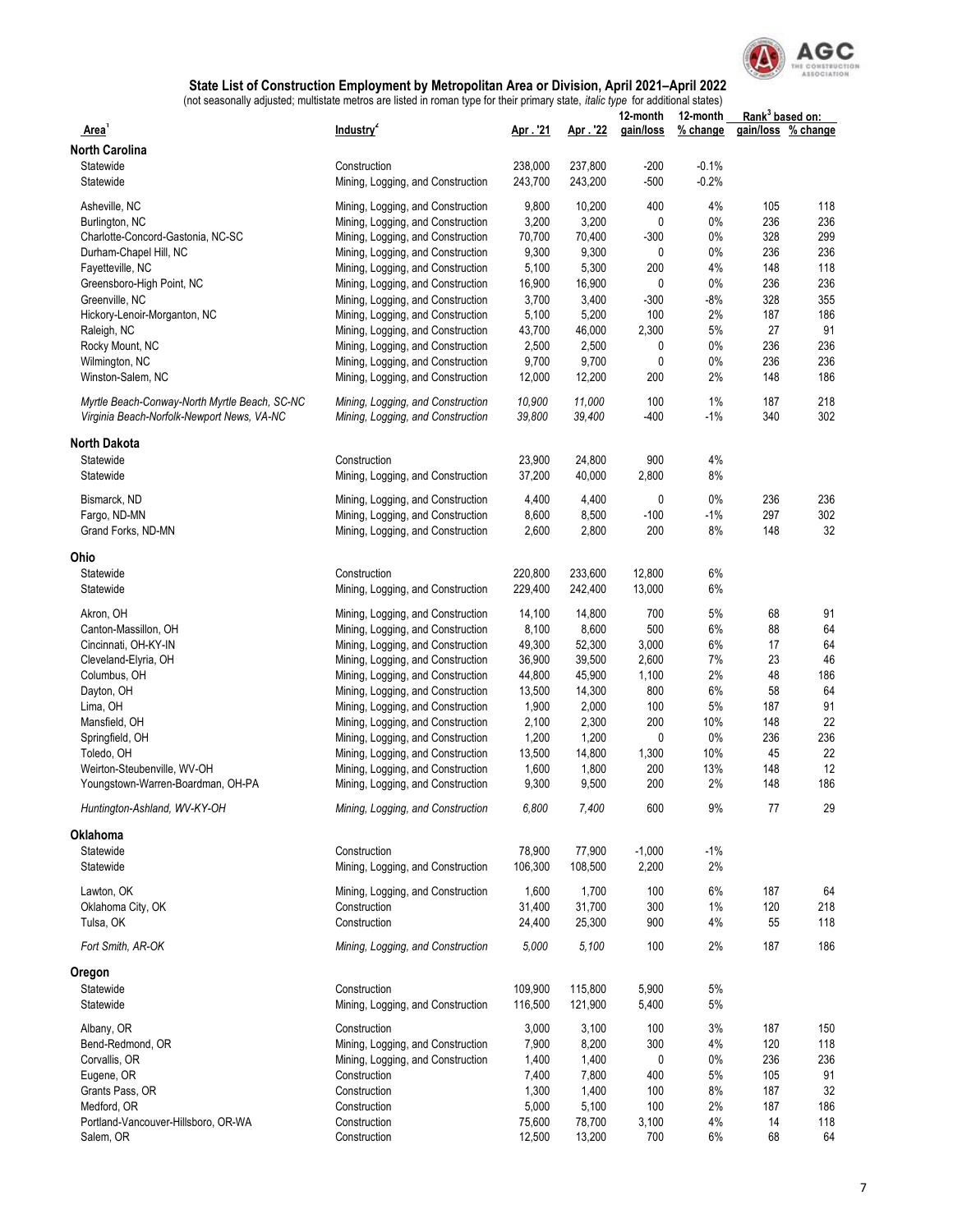## State List of Construction Employment by Metropolitan Area or Division, April 2021–April 2022

(not seasonally adjusted; multistate metros are listed in roman type for their primary state, *italic type* for additional states)

| Area[1] | Industry[2] | Apr . '21 | Apr . '22 | 12-month gain/loss | 12-month % change | Rank[3] based on: gain/loss | Rank[3] based on: % change |
|---|---|---|---|---|---|---|---|
| **North Carolina** | | | | | | | |
| Statewide | Construction | 238,000 | 237,800 | -200 | -0.1% | | |
| Statewide | Mining, Logging, and Construction | 243,700 | 243,200 | -500 | -0.2% | | |
| Asheville, NC | Mining, Logging, and Construction | 9,800 | 10,200 | 400 | 4% | 105 | 118 |
| Burlington, NC | Mining, Logging, and Construction | 3,200 | 3,200 | 0 | 0% | 236 | 236 |
| Charlotte-Concord-Gastonia, NC-SC | Mining, Logging, and Construction | 70,700 | 70,400 | -300 | 0% | 328 | 299 |
| Durham-Chapel Hill, NC | Mining, Logging, and Construction | 9,300 | 9,300 | 0 | 0% | 236 | 236 |
| Fayetteville, NC | Mining, Logging, and Construction | 5,100 | 5,300 | 200 | 4% | 148 | 118 |
| Greensboro-High Point, NC | Mining, Logging, and Construction | 16,900 | 16,900 | 0 | 0% | 236 | 236 |
| Greenville, NC | Mining, Logging, and Construction | 3,700 | 3,400 | -300 | -8% | 328 | 355 |
| Hickory-Lenoir-Morganton, NC | Mining, Logging, and Construction | 5,100 | 5,200 | 100 | 2% | 187 | 186 |
| Raleigh, NC | Mining, Logging, and Construction | 43,700 | 46,000 | 2,300 | 5% | 27 | 91 |
| Rocky Mount, NC | Mining, Logging, and Construction | 2,500 | 2,500 | 0 | 0% | 236 | 236 |
| Wilmington, NC | Mining, Logging, and Construction | 9,700 | 9,700 | 0 | 0% | 236 | 236 |
| Winston-Salem, NC | Mining, Logging, and Construction | 12,000 | 12,200 | 200 | 2% | 148 | 186 |
| *Myrtle Beach-Conway-North Myrtle Beach, SC-NC* | *Mining, Logging, and Construction* | *10,900* | *11,000* | 100 | 1% | 187 | 218 |
| *Virginia Beach-Norfolk-Newport News, VA-NC* | *Mining, Logging, and Construction* | *39,800* | *39,400* | -400 | -1% | 340 | 302 |
| **North Dakota** | | | | | | | |
| Statewide | Construction | 23,900 | 24,800 | 900 | 4% | | |
| Statewide | Mining, Logging, and Construction | 37,200 | 40,000 | 2,800 | 8% | | |
| Bismarck, ND | Mining, Logging, and Construction | 4,400 | 4,400 | 0 | 0% | 236 | 236 |
| Fargo, ND-MN | Mining, Logging, and Construction | 8,600 | 8,500 | -100 | -1% | 297 | 302 |
| Grand Forks, ND-MN | Mining, Logging, and Construction | 2,600 | 2,800 | 200 | 8% | 148 | 32 |
| **Ohio** | | | | | | | |
| Statewide | Construction | 220,800 | 233,600 | 12,800 | 6% | | |
| Statewide | Mining, Logging, and Construction | 229,400 | 242,400 | 13,000 | 6% | | |
| Akron, OH | Mining, Logging, and Construction | 14,100 | 14,800 | 700 | 5% | 68 | 91 |
| Canton-Massillon, OH | Mining, Logging, and Construction | 8,100 | 8,600 | 500 | 6% | 88 | 64 |
| Cincinnati, OH-KY-IN | Mining, Logging, and Construction | 49,300 | 52,300 | 3,000 | 6% | 17 | 64 |
| Cleveland-Elyria, OH | Mining, Logging, and Construction | 36,900 | 39,500 | 2,600 | 7% | 23 | 46 |
| Columbus, OH | Mining, Logging, and Construction | 44,800 | 45,900 | 1,100 | 2% | 48 | 186 |
| Dayton, OH | Mining, Logging, and Construction | 13,500 | 14,300 | 800 | 6% | 58 | 64 |
| Lima, OH | Mining, Logging, and Construction | 1,900 | 2,000 | 100 | 5% | 187 | 91 |
| Mansfield, OH | Mining, Logging, and Construction | 2,100 | 2,300 | 200 | 10% | 148 | 22 |
| Springfield, OH | Mining, Logging, and Construction | 1,200 | 1,200 | 0 | 0% | 236 | 236 |
| Toledo, OH | Mining, Logging, and Construction | 13,500 | 14,800 | 1,300 | 10% | 45 | 22 |
| Weirton-Steubenville, WV-OH | Mining, Logging, and Construction | 1,600 | 1,800 | 200 | 13% | 148 | 12 |
| Youngstown-Warren-Boardman, OH-PA | Mining, Logging, and Construction | 9,300 | 9,500 | 200 | 2% | 148 | 186 |
| *Huntington-Ashland, WV-KY-OH* | *Mining, Logging, and Construction* | *6,800* | *7,400* | 600 | 9% | 77 | 29 |
| **Oklahoma** | | | | | | | |
| Statewide | Construction | 78,900 | 77,900 | -1,000 | -1% | | |
| Statewide | Mining, Logging, and Construction | 106,300 | 108,500 | 2,200 | 2% | | |
| Lawton, OK | Mining, Logging, and Construction | 1,600 | 1,700 | 100 | 6% | 187 | 64 |
| Oklahoma City, OK | Construction | 31,400 | 31,700 | 300 | 1% | 120 | 218 |
| Tulsa, OK | Construction | 24,400 | 25,300 | 900 | 4% | 55 | 118 |
| *Fort Smith, AR-OK* | *Mining, Logging, and Construction* | *5,000* | *5,100* | 100 | 2% | 187 | 186 |
| **Oregon** | | | | | | | |
| Statewide | Construction | 109,900 | 115,800 | 5,900 | 5% | | |
| Statewide | Mining, Logging, and Construction | 116,500 | 121,900 | 5,400 | 5% | | |
| Albany, OR | Construction | 3,000 | 3,100 | 100 | 3% | 187 | 150 |
| Bend-Redmond, OR | Mining, Logging, and Construction | 7,900 | 8,200 | 300 | 4% | 120 | 118 |
| Corvallis, OR | Mining, Logging, and Construction | 1,400 | 1,400 | 0 | 0% | 236 | 236 |
| Eugene, OR | Construction | 7,400 | 7,800 | 400 | 5% | 105 | 91 |
| Grants Pass, OR | Construction | 1,300 | 1,400 | 100 | 8% | 187 | 32 |
| Medford, OR | Construction | 5,000 | 5,100 | 100 | 2% | 187 | 186 |
| Portland-Vancouver-Hillsboro, OR-WA | Construction | 75,600 | 78,700 | 3,100 | 4% | 14 | 118 |
| Salem, OR | Construction | 12,500 | 13,200 | 700 | 6% | 68 | 64 |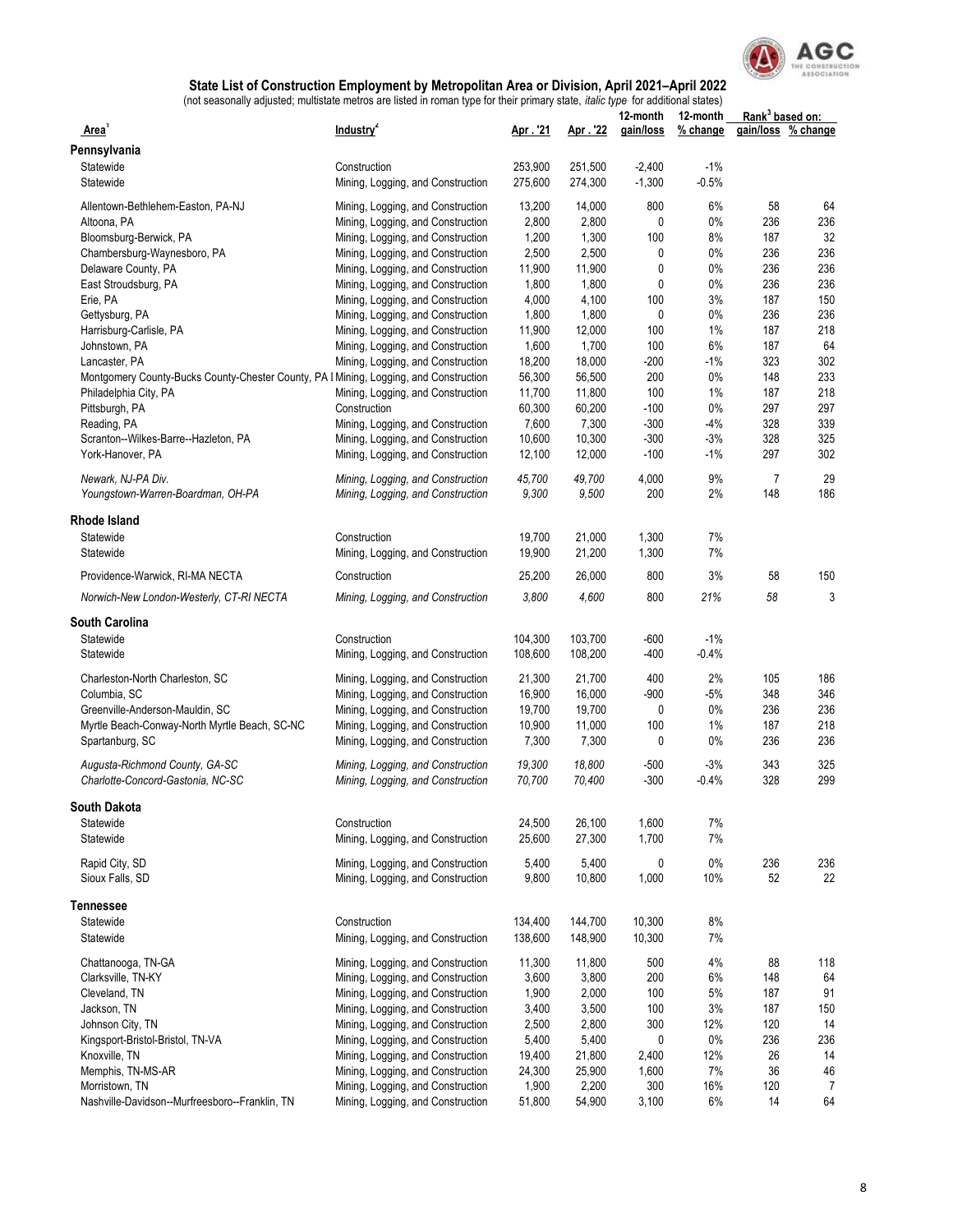## State List of Construction Employment by Metropolitan Area or Division, April 2021–April 2022

(not seasonally adjusted; multistate metros are listed in roman type for their primary state, *italic type* for additional states)

| Area[1] | Industry[2] | Apr. '21 | Apr. '22 | 12-month gain/loss | 12-month % change | Rank[3] based on: gain/loss | Rank[3] based on: % change |
|---|---|---|---|---|---|---|---|
| **Pennsylvania** | | | | | | | |
| Statewide | Construction | 253,900 | 251,500 | -2,400 | -1% | | |
| Statewide | Mining, Logging, and Construction | 275,600 | 274,300 | -1,300 | -0.5% | | |
| Allentown-Bethlehem-Easton, PA-NJ | Mining, Logging, and Construction | 13,200 | 14,000 | 800 | 6% | 58 | 64 |
| Altoona, PA | Mining, Logging, and Construction | 2,800 | 2,800 | 0 | 0% | 236 | 236 |
| Bloomsburg-Berwick, PA | Mining, Logging, and Construction | 1,200 | 1,300 | 100 | 8% | 187 | 32 |
| Chambersburg-Waynesboro, PA | Mining, Logging, and Construction | 2,500 | 2,500 | 0 | 0% | 236 | 236 |
| Delaware County, PA | Mining, Logging, and Construction | 11,900 | 11,900 | 0 | 0% | 236 | 236 |
| East Stroudsburg, PA | Mining, Logging, and Construction | 1,800 | 1,800 | 0 | 0% | 236 | 236 |
| Erie, PA | Mining, Logging, and Construction | 4,000 | 4,100 | 100 | 3% | 187 | 150 |
| Gettysburg, PA | Mining, Logging, and Construction | 1,800 | 1,800 | 0 | 0% | 236 | 236 |
| Harrisburg-Carlisle, PA | Mining, Logging, and Construction | 11,900 | 12,000 | 100 | 1% | 187 | 218 |
| Johnstown, PA | Mining, Logging, and Construction | 1,600 | 1,700 | 100 | 6% | 187 | 64 |
| Lancaster, PA | Mining, Logging, and Construction | 18,200 | 18,000 | -200 | -1% | 323 | 302 |
| Montgomery County-Bucks County-Chester County, PA I | Mining, Logging, and Construction | 56,300 | 56,500 | 200 | 0% | 148 | 233 |
| Philadelphia City, PA | Mining, Logging, and Construction | 11,700 | 11,800 | 100 | 1% | 187 | 218 |
| Pittsburgh, PA | Construction | 60,300 | 60,200 | -100 | 0% | 297 | 297 |
| Reading, PA | Mining, Logging, and Construction | 7,600 | 7,300 | -300 | -4% | 328 | 339 |
| Scranton--Wilkes-Barre--Hazleton, PA | Mining, Logging, and Construction | 10,600 | 10,300 | -300 | -3% | 328 | 325 |
| York-Hanover, PA | Mining, Logging, and Construction | 12,100 | 12,000 | -100 | -1% | 297 | 302 |
| *Newark, NJ-PA Div.* | *Mining, Logging, and Construction* | *45,700* | *49,700* | 4,000 | 9% | 7 | 29 |
| *Youngstown-Warren-Boardman, OH-PA* | *Mining, Logging, and Construction* | *9,300* | *9,500* | 200 | 2% | 148 | 186 |
| **Rhode Island** | | | | | | | |
| Statewide | Construction | 19,700 | 21,000 | 1,300 | 7% | | |
| Statewide | Mining, Logging, and Construction | 19,900 | 21,200 | 1,300 | 7% | | |
| Providence-Warwick, RI-MA NECTA | Construction | 25,200 | 26,000 | 800 | 3% | 58 | 150 |
| *Norwich-New London-Westerly, CT-RI NECTA* | *Mining, Logging, and Construction* | *3,800* | *4,600* | *800* | *21%* | *58* | 3 |
| **South Carolina** | | | | | | | |
| Statewide | Construction | 104,300 | 103,700 | -600 | -1% | | |
| Statewide | Mining, Logging, and Construction | 108,600 | 108,200 | -400 | -0.4% | | |
| Charleston-North Charleston, SC | Mining, Logging, and Construction | 21,300 | 21,700 | 400 | 2% | 105 | 186 |
| Columbia, SC | Mining, Logging, and Construction | 16,900 | 16,000 | -900 | -5% | 348 | 346 |
| Greenville-Anderson-Mauldin, SC | Mining, Logging, and Construction | 19,700 | 19,700 | 0 | 0% | 236 | 236 |
| Myrtle Beach-Conway-North Myrtle Beach, SC-NC | Mining, Logging, and Construction | 10,900 | 11,000 | 100 | 1% | 187 | 218 |
| Spartanburg, SC | Mining, Logging, and Construction | 7,300 | 7,300 | 0 | 0% | 236 | 236 |
| *Augusta-Richmond County, GA-SC* | *Mining, Logging, and Construction* | *19,300* | *18,800* | -500 | -3% | 343 | 325 |
| *Charlotte-Concord-Gastonia, NC-SC* | *Mining, Logging, and Construction* | *70,700* | *70,400* | -300 | -0.4% | 328 | 299 |
| **South Dakota** | | | | | | | |
| Statewide | Construction | 24,500 | 26,100 | 1,600 | 7% | | |
| Statewide | Mining, Logging, and Construction | 25,600 | 27,300 | 1,700 | 7% | | |
| Rapid City, SD | Mining, Logging, and Construction | 5,400 | 5,400 | 0 | 0% | 236 | 236 |
| Sioux Falls, SD | Mining, Logging, and Construction | 9,800 | 10,800 | 1,000 | 10% | 52 | 22 |
| **Tennessee** | | | | | | | |
| Statewide | Construction | 134,400 | 144,700 | 10,300 | 8% | | |
| Statewide | Mining, Logging, and Construction | 138,600 | 148,900 | 10,300 | 7% | | |
| Chattanooga, TN-GA | Mining, Logging, and Construction | 11,300 | 11,800 | 500 | 4% | 88 | 118 |
| Clarksville, TN-KY | Mining, Logging, and Construction | 3,600 | 3,800 | 200 | 6% | 148 | 64 |
| Cleveland, TN | Mining, Logging, and Construction | 1,900 | 2,000 | 100 | 5% | 187 | 91 |
| Jackson, TN | Mining, Logging, and Construction | 3,400 | 3,500 | 100 | 3% | 187 | 150 |
| Johnson City, TN | Mining, Logging, and Construction | 2,500 | 2,800 | 300 | 12% | 120 | 14 |
| Kingsport-Bristol-Bristol, TN-VA | Mining, Logging, and Construction | 5,400 | 5,400 | 0 | 0% | 236 | 236 |
| Knoxville, TN | Mining, Logging, and Construction | 19,400 | 21,800 | 2,400 | 12% | 26 | 14 |
| Memphis, TN-MS-AR | Mining, Logging, and Construction | 24,300 | 25,900 | 1,600 | 7% | 36 | 46 |
| Morristown, TN | Mining, Logging, and Construction | 1,900 | 2,200 | 300 | 16% | 120 | 7 |
| Nashville-Davidson--Murfreesboro--Franklin, TN | Mining, Logging, and Construction | 51,800 | 54,900 | 3,100 | 6% | 14 | 64 |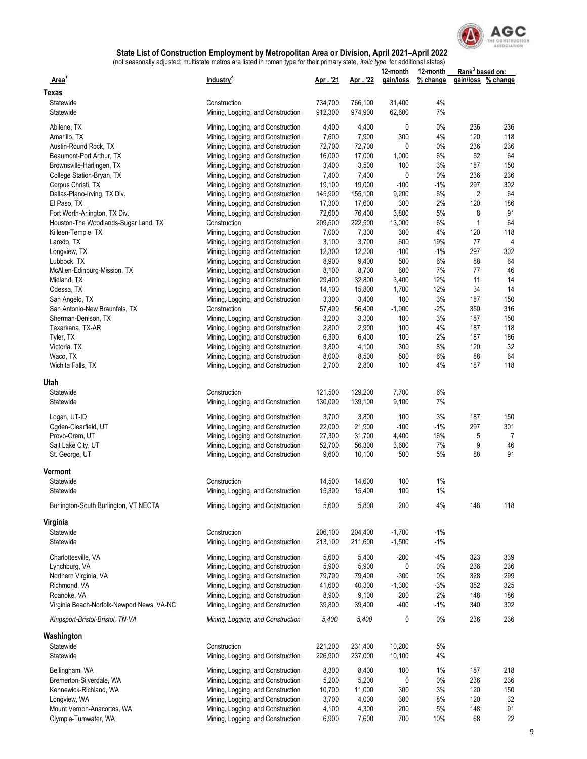## State List of Construction Employment by Metropolitan Area or Division, April 2021–April 2022

(not seasonally adjusted; multistate metros are listed in roman type for their primary state, *italic type* for additional states)

| Area[1] | Industry[2] | Apr . '21 | Apr . '22 | 12-month gain/loss | 12-month % change | Rank[3] based on: gain/loss | Rank[3] based on: % change |
|---|---|---|---|---|---|---|---|
| **Texas** | | | | | | | |
| Statewide | Construction | 734,700 | 766,100 | 31,400 | 4% | | |
| Statewide | Mining, Logging, and Construction | 912,300 | 974,900 | 62,600 | 7% | | |
| Abilene, TX | Mining, Logging, and Construction | 4,400 | 4,400 | 0 | 0% | 236 | 236 |
| Amarillo, TX | Mining, Logging, and Construction | 7,600 | 7,900 | 300 | 4% | 120 | 118 |
| Austin-Round Rock, TX | Mining, Logging, and Construction | 72,700 | 72,700 | 0 | 0% | 236 | 236 |
| Beaumont-Port Arthur, TX | Mining, Logging, and Construction | 16,000 | 17,000 | 1,000 | 6% | 52 | 64 |
| Brownsville-Harlingen, TX | Mining, Logging, and Construction | 3,400 | 3,500 | 100 | 3% | 187 | 150 |
| College Station-Bryan, TX | Mining, Logging, and Construction | 7,400 | 7,400 | 0 | 0% | 236 | 236 |
| Corpus Christi, TX | Mining, Logging, and Construction | 19,100 | 19,000 | -100 | -1% | 297 | 302 |
| Dallas-Plano-Irving, TX Div. | Mining, Logging, and Construction | 145,900 | 155,100 | 9,200 | 6% | 2 | 64 |
| El Paso, TX | Mining, Logging, and Construction | 17,300 | 17,600 | 300 | 2% | 120 | 186 |
| Fort Worth-Arlington, TX Div. | Mining, Logging, and Construction | 72,600 | 76,400 | 3,800 | 5% | 8 | 91 |
| Houston-The Woodlands-Sugar Land, TX | Construction | 209,500 | 222,500 | 13,000 | 6% | 1 | 64 |
| Killeen-Temple, TX | Mining, Logging, and Construction | 7,000 | 7,300 | 300 | 4% | 120 | 118 |
| Laredo, TX | Mining, Logging, and Construction | 3,100 | 3,700 | 600 | 19% | 77 | 4 |
| Longview, TX | Mining, Logging, and Construction | 12,300 | 12,200 | -100 | -1% | 297 | 302 |
| Lubbock, TX | Mining, Logging, and Construction | 8,900 | 9,400 | 500 | 6% | 88 | 64 |
| McAllen-Edinburg-Mission, TX | Mining, Logging, and Construction | 8,100 | 8,700 | 600 | 7% | 77 | 46 |
| Midland, TX | Mining, Logging, and Construction | 29,400 | 32,800 | 3,400 | 12% | 11 | 14 |
| Odessa, TX | Mining, Logging, and Construction | 14,100 | 15,800 | 1,700 | 12% | 34 | 14 |
| San Angelo, TX | Mining, Logging, and Construction | 3,300 | 3,400 | 100 | 3% | 187 | 150 |
| San Antonio-New Braunfels, TX | Construction | 57,400 | 56,400 | -1,000 | -2% | 350 | 316 |
| Sherman-Denison, TX | Mining, Logging, and Construction | 3,200 | 3,300 | 100 | 3% | 187 | 150 |
| Texarkana, TX-AR | Mining, Logging, and Construction | 2,800 | 2,900 | 100 | 4% | 187 | 118 |
| Tyler, TX | Mining, Logging, and Construction | 6,300 | 6,400 | 100 | 2% | 187 | 186 |
| Victoria, TX | Mining, Logging, and Construction | 3,800 | 4,100 | 300 | 8% | 120 | 32 |
| Waco, TX | Mining, Logging, and Construction | 8,000 | 8,500 | 500 | 6% | 88 | 64 |
| Wichita Falls, TX | Mining, Logging, and Construction | 2,700 | 2,800 | 100 | 4% | 187 | 118 |
| **Utah** | | | | | | | |
| Statewide | Construction | 121,500 | 129,200 | 7,700 | 6% | | |
| Statewide | Mining, Logging, and Construction | 130,000 | 139,100 | 9,100 | 7% | | |
| Logan, UT-ID | Mining, Logging, and Construction | 3,700 | 3,800 | 100 | 3% | 187 | 150 |
| Ogden-Clearfield, UT | Mining, Logging, and Construction | 22,000 | 21,900 | -100 | -1% | 297 | 301 |
| Provo-Orem, UT | Mining, Logging, and Construction | 27,300 | 31,700 | 4,400 | 16% | 5 | 7 |
| Salt Lake City, UT | Mining, Logging, and Construction | 52,700 | 56,300 | 3,600 | 7% | 9 | 46 |
| St. George, UT | Mining, Logging, and Construction | 9,600 | 10,100 | 500 | 5% | 88 | 91 |
| **Vermont** | | | | | | | |
| Statewide | Construction | 14,500 | 14,600 | 100 | 1% | | |
| Statewide | Mining, Logging, and Construction | 15,300 | 15,400 | 100 | 1% | | |
| Burlington-South Burlington, VT NECTA | Mining, Logging, and Construction | 5,600 | 5,800 | 200 | 4% | 148 | 118 |
| **Virginia** | | | | | | | |
| Statewide | Construction | 206,100 | 204,400 | -1,700 | -1% | | |
| Statewide | Mining, Logging, and Construction | 213,100 | 211,600 | -1,500 | -1% | | |
| Charlottesville, VA | Mining, Logging, and Construction | 5,600 | 5,400 | -200 | -4% | 323 | 339 |
| Lynchburg, VA | Mining, Logging, and Construction | 5,900 | 5,900 | 0 | 0% | 236 | 236 |
| Northern Virginia, VA | Mining, Logging, and Construction | 79,700 | 79,400 | -300 | 0% | 328 | 299 |
| Richmond, VA | Mining, Logging, and Construction | 41,600 | 40,300 | -1,300 | -3% | 352 | 325 |
| Roanoke, VA | Mining, Logging, and Construction | 8,900 | 9,100 | 200 | 2% | 148 | 186 |
| Virginia Beach-Norfolk-Newport News, VA-NC | Mining, Logging, and Construction | 39,800 | 39,400 | -400 | -1% | 340 | 302 |
| *Kingsport-Bristol-Bristol, TN-VA* | *Mining, Logging, and Construction* | *5,400* | *5,400* | 0 | 0% | 236 | 236 |
| **Washington** | | | | | | | |
| Statewide | Construction | 221,200 | 231,400 | 10,200 | 5% | | |
| Statewide | Mining, Logging, and Construction | 226,900 | 237,000 | 10,100 | 4% | | |
| Bellingham, WA | Mining, Logging, and Construction | 8,300 | 8,400 | 100 | 1% | 187 | 218 |
| Bremerton-Silverdale, WA | Mining, Logging, and Construction | 5,200 | 5,200 | 0 | 0% | 236 | 236 |
| Kennewick-Richland, WA | Mining, Logging, and Construction | 10,700 | 11,000 | 300 | 3% | 120 | 150 |
| Longview, WA | Mining, Logging, and Construction | 3,700 | 4,000 | 300 | 8% | 120 | 32 |
| Mount Vernon-Anacortes, WA | Mining, Logging, and Construction | 4,100 | 4,300 | 200 | 5% | 148 | 91 |
| Olympia-Tumwater, WA | Mining, Logging, and Construction | 6,900 | 7,600 | 700 | 10% | 68 | 22 |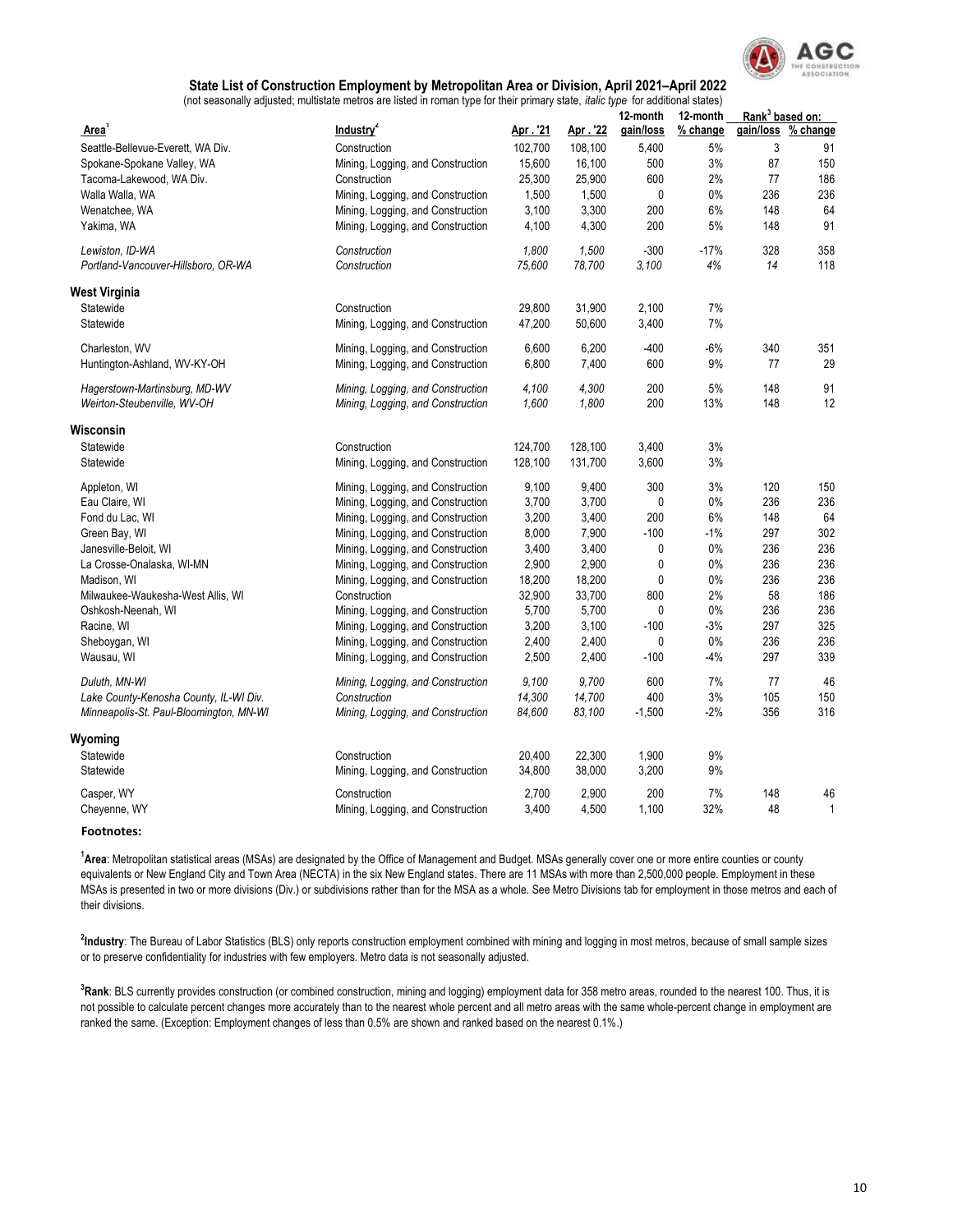## State List of Construction Employment by Metropolitan Area or Division, April 2021–April 2022

(not seasonally adjusted; multistate metros are listed in roman type for their primary state, *italic type* for additional states)

| Area[1] | Industry[2] | Apr . '21 | Apr . '22 | 12-month gain/loss | 12-month % change | Rank[3] based on: gain/loss | Rank[3] based on: % change |
|---|---|---|---|---|---|---|---|
| Seattle-Bellevue-Everett, WA Div. | Construction | 102,700 | 108,100 | 5,400 | 5% | 3 | 91 |
| Spokane-Spokane Valley, WA | Mining, Logging, and Construction | 15,600 | 16,100 | 500 | 3% | 87 | 150 |
| Tacoma-Lakewood, WA Div. | Construction | 25,300 | 25,900 | 600 | 2% | 77 | 186 |
| Walla Walla, WA | Mining, Logging, and Construction | 1,500 | 1,500 | 0 | 0% | 236 | 236 |
| Wenatchee, WA | Mining, Logging, and Construction | 3,100 | 3,300 | 200 | 6% | 148 | 64 |
| Yakima, WA | Mining, Logging, and Construction | 4,100 | 4,300 | 200 | 5% | 148 | 91 |
| *Lewiston, ID-WA* | *Construction* | *1,800* | *1,500* | -300 | -17% | 328 | 358 |
| *Portland-Vancouver-Hillsboro, OR-WA* | *Construction* | *75,600* | *78,700* | *3,100* | *4%* | *14* | 118 |
| **West Virginia** | | | | | | | |
| Statewide | Construction | 29,800 | 31,900 | 2,100 | 7% | | |
| Statewide | Mining, Logging, and Construction | 47,200 | 50,600 | 3,400 | 7% | | |
| Charleston, WV | Mining, Logging, and Construction | 6,600 | 6,200 | -400 | -6% | 340 | 351 |
| Huntington-Ashland, WV-KY-OH | Mining, Logging, and Construction | 6,800 | 7,400 | 600 | 9% | 77 | 29 |
| *Hagerstown-Martinsburg, MD-WV* | *Mining, Logging, and Construction* | *4,100* | *4,300* | 200 | 5% | 148 | 91 |
| *Weirton-Steubenville, WV-OH* | *Mining, Logging, and Construction* | *1,600* | *1,800* | 200 | 13% | 148 | 12 |
| **Wisconsin** | | | | | | | |
| Statewide | Construction | 124,700 | 128,100 | 3,400 | 3% | | |
| Statewide | Mining, Logging, and Construction | 128,100 | 131,700 | 3,600 | 3% | | |
| Appleton, WI | Mining, Logging, and Construction | 9,100 | 9,400 | 300 | 3% | 120 | 150 |
| Eau Claire, WI | Mining, Logging, and Construction | 3,700 | 3,700 | 0 | 0% | 236 | 236 |
| Fond du Lac, WI | Mining, Logging, and Construction | 3,200 | 3,400 | 200 | 6% | 148 | 64 |
| Green Bay, WI | Mining, Logging, and Construction | 8,000 | 7,900 | -100 | -1% | 297 | 302 |
| Janesville-Beloit, WI | Mining, Logging, and Construction | 3,400 | 3,400 | 0 | 0% | 236 | 236 |
| La Crosse-Onalaska, WI-MN | Mining, Logging, and Construction | 2,900 | 2,900 | 0 | 0% | 236 | 236 |
| Madison, WI | Mining, Logging, and Construction | 18,200 | 18,200 | 0 | 0% | 236 | 236 |
| Milwaukee-Waukesha-West Allis, WI | Construction | 32,900 | 33,700 | 800 | 2% | 58 | 186 |
| Oshkosh-Neenah, WI | Mining, Logging, and Construction | 5,700 | 5,700 | 0 | 0% | 236 | 236 |
| Racine, WI | Mining, Logging, and Construction | 3,200 | 3,100 | -100 | -3% | 297 | 325 |
| Sheboygan, WI | Mining, Logging, and Construction | 2,400 | 2,400 | 0 | 0% | 236 | 236 |
| Wausau, WI | Mining, Logging, and Construction | 2,500 | 2,400 | -100 | -4% | 297 | 339 |
| *Duluth, MN-WI* | *Mining, Logging, and Construction* | *9,100* | *9,700* | 600 | 7% | 77 | 46 |
| *Lake County-Kenosha County, IL-WI Div.* | *Construction* | *14,300* | *14,700* | 400 | 3% | 105 | 150 |
| *Minneapolis-St. Paul-Bloomington, MN-WI* | *Mining, Logging, and Construction* | *84,600* | *83,100* | -1,500 | -2% | 356 | 316 |
| **Wyoming** | | | | | | | |
| Statewide | Construction | 20,400 | 22,300 | 1,900 | 9% | | |
| Statewide | Mining, Logging, and Construction | 34,800 | 38,000 | 3,200 | 9% | | |
| Casper, WY | Construction | 2,700 | 2,900 | 200 | 7% | 148 | 46 |
| Cheyenne, WY | Mining, Logging, and Construction | 3,400 | 4,500 | 1,100 | 32% | 48 | 1 |

**Footnotes:**

[1]**Area**: Metropolitan statistical areas (MSAs) are designated by the Office of Management and Budget. MSAs generally cover one or more entire counties or county equivalents or New England City and Town Area (NECTA) in the six New England states. There are 11 MSAs with more than 2,500,000 people. Employment in these MSAs is presented in two or more divisions (Div.) or subdivisions rather than for the MSA as a whole. See Metro Divisions tab for employment in those metros and each of their divisions.

[2]**Industry**: The Bureau of Labor Statistics (BLS) only reports construction employment combined with mining and logging in most metros, because of small sample sizes or to preserve confidentiality for industries with few employers. Metro data is not seasonally adjusted.

[3]**Rank**: BLS currently provides construction (or combined construction, mining and logging) employment data for 358 metro areas, rounded to the nearest 100. Thus, it is not possible to calculate percent changes more accurately than to the nearest whole percent and all metro areas with the same whole-percent change in employment are ranked the same. (Exception: Employment changes of less than 0.5% are shown and ranked based on the nearest 0.1%.)